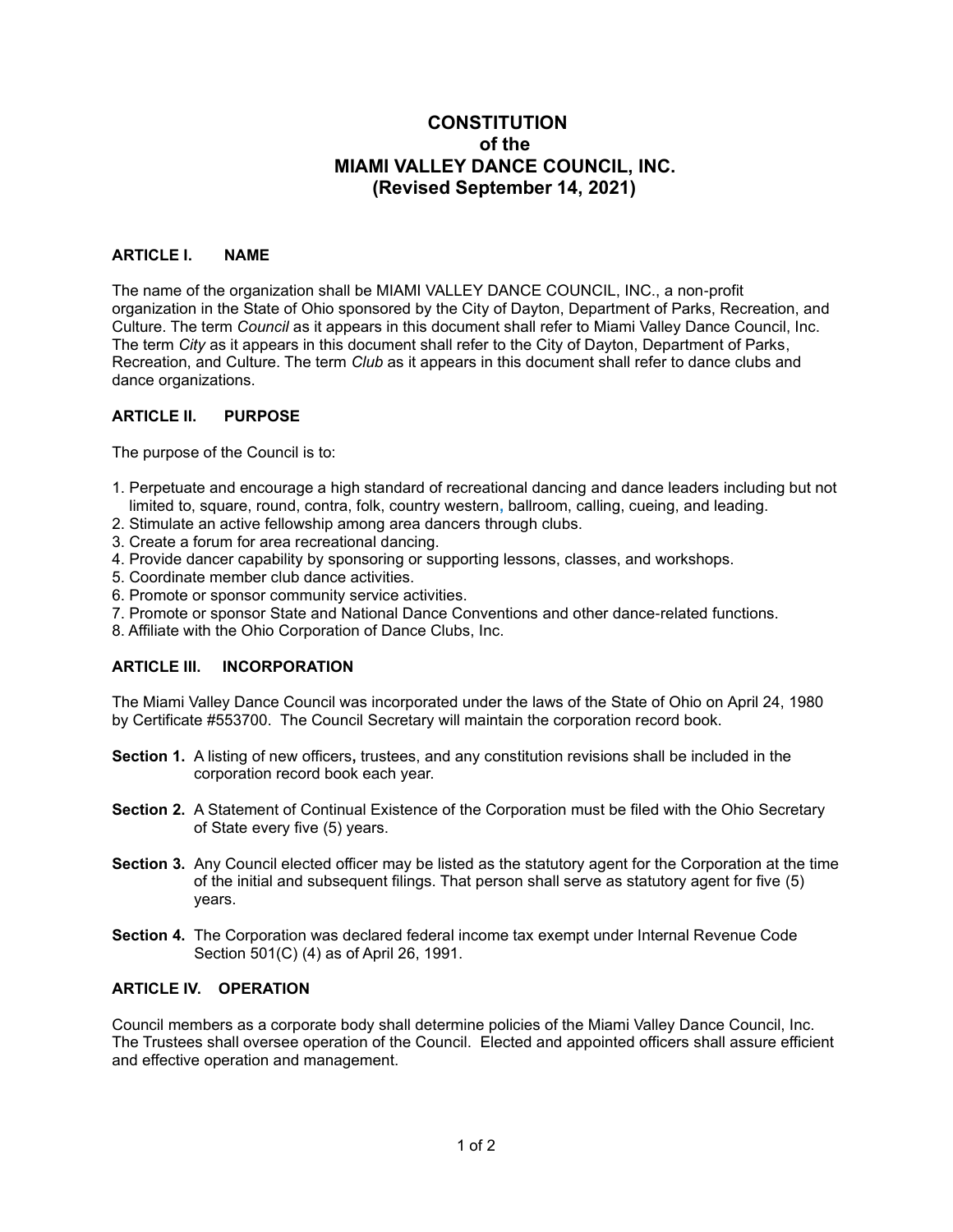# CONSTITUTION of the MIAMI VALLEY DANCE COUNCIL, INC. (Revised September 14, 2021)

## ARTICLE I. NAME

The name of the organization shall be MIAMI VALLEY DANCE COUNCIL, INC., a non-profit organization in the State of Ohio sponsored by the City of Dayton, Department of Parks, Recreation, and Culture. The term *Council* as it appears in this document shall refer to Miami Valley Dance Council, Inc. The term *City* as it appears in this document shall refer to the City of Dayton, Department of Parks, Recreation, and Culture. The term *Club* as it appears in this document shall refer to dance clubs and dance organizations.

## ARTICLE II. PURPOSE

The purpose of the Council is to:

1. Perpetuate and encourage a high standard of recreational dancing and dance leaders including but not limited to, square, round, contra, folk, country western, ballroom, calling, cueing, and leading.
2. Stimulate an active fellowship among area dancers through clubs.
3. Create a forum for area recreational dancing.
4. Provide dancer capability by sponsoring or supporting lessons, classes, and workshops.
5. Coordinate member club dance activities.
6. Promote or sponsor community service activities.
7. Promote or sponsor State and National Dance Conventions and other dance-related functions.
8. Affiliate with the Ohio Corporation of Dance Clubs, Inc.

## ARTICLE III. INCORPORATION

The Miami Valley Dance Council was incorporated under the laws of the State of Ohio on April 24, 1980 by Certificate #553700. The Council Secretary will maintain the corporation record book.

**Section 1.** A listing of new officers, trustees, and any constitution revisions shall be included in the corporation record book each year.

**Section 2.** A Statement of Continual Existence of the Corporation must be filed with the Ohio Secretary of State every five (5) years.

**Section 3.** Any Council elected officer may be listed as the statutory agent for the Corporation at the time of the initial and subsequent filings. That person shall serve as statutory agent for five (5) years.

**Section 4.** The Corporation was declared federal income tax exempt under Internal Revenue Code Section 501(C) (4) as of April 26, 1991.

## ARTICLE IV. OPERATION

Council members as a corporate body shall determine policies of the Miami Valley Dance Council, Inc. The Trustees shall oversee operation of the Council. Elected and appointed officers shall assure efficient and effective operation and management.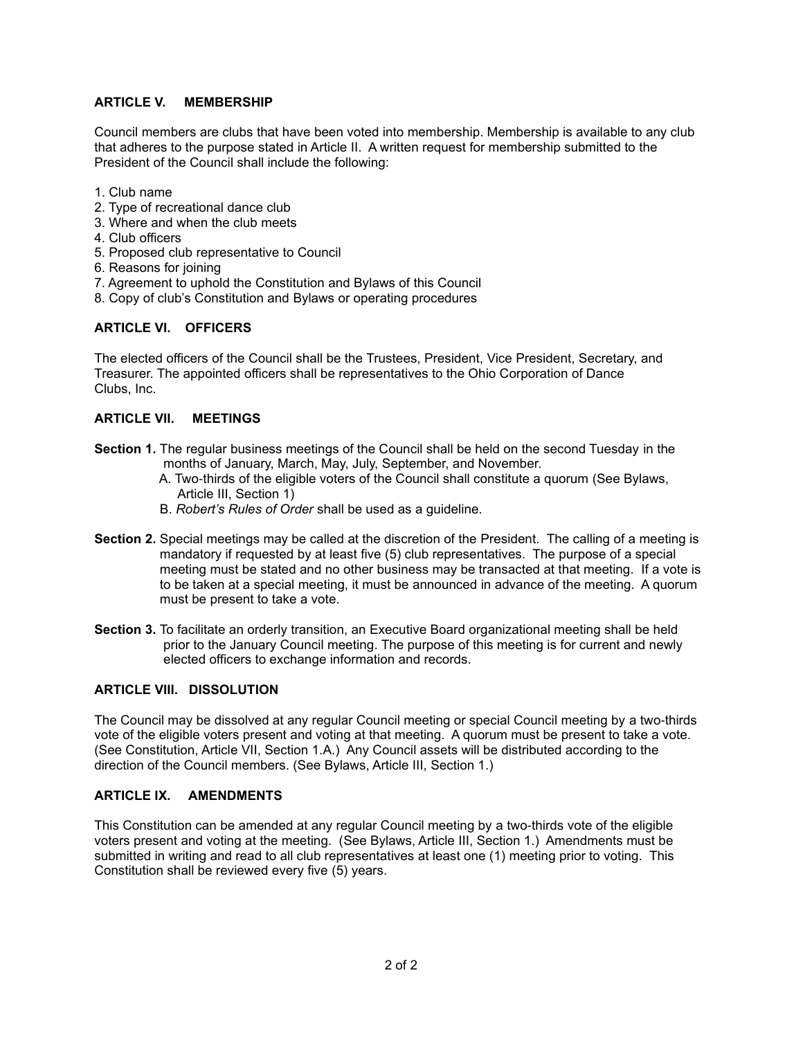## ARTICLE V. MEMBERSHIP

Council members are clubs that have been voted into membership. Membership is available to any club that adheres to the purpose stated in Article II. A written request for membership submitted to the President of the Council shall include the following:

1. Club name
2. Type of recreational dance club
3. Where and when the club meets
4. Club officers
5. Proposed club representative to Council
6. Reasons for joining
7. Agreement to uphold the Constitution and Bylaws of this Council
8. Copy of club's Constitution and Bylaws or operating procedures

## ARTICLE VI. OFFICERS

The elected officers of the Council shall be the Trustees, President, Vice President, Secretary, and Treasurer. The appointed officers shall be representatives to the Ohio Corporation of Dance Clubs, Inc.

## ARTICLE VII. MEETINGS

**Section 1.** The regular business meetings of the Council shall be held on the second Tuesday in the months of January, March, May, July, September, and November.

A. Two-thirds of the eligible voters of the Council shall constitute a quorum (See Bylaws, Article III, Section 1)

B. *Robert's Rules of Order* shall be used as a guideline.

**Section 2.** Special meetings may be called at the discretion of the President. The calling of a meeting is mandatory if requested by at least five (5) club representatives. The purpose of a special meeting must be stated and no other business may be transacted at that meeting. If a vote is to be taken at a special meeting, it must be announced in advance of the meeting. A quorum must be present to take a vote.

**Section 3.** To facilitate an orderly transition, an Executive Board organizational meeting shall be held prior to the January Council meeting. The purpose of this meeting is for current and newly elected officers to exchange information and records.

## ARTICLE VIII. DISSOLUTION

The Council may be dissolved at any regular Council meeting or special Council meeting by a two-thirds vote of the eligible voters present and voting at that meeting. A quorum must be present to take a vote. (See Constitution, Article VII, Section 1.A.) Any Council assets will be distributed according to the direction of the Council members. (See Bylaws, Article III, Section 1.)

## ARTICLE IX. AMENDMENTS

This Constitution can be amended at any regular Council meeting by a two-thirds vote of the eligible voters present and voting at the meeting. (See Bylaws, Article III, Section 1.) Amendments must be submitted in writing and read to all club representatives at least one (1) meeting prior to voting. This Constitution shall be reviewed every five (5) years.